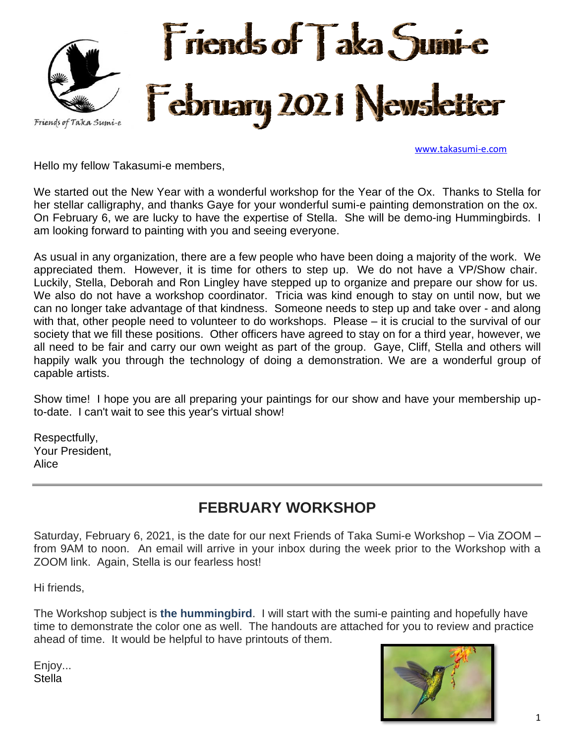# Friends of Taka Sumi-e
# February 2021 Newsletter

Friends of Taka Sumi-e

www.takasumi-e.com

Hello my fellow Takasumi-e members,

We started out the New Year with a wonderful workshop for the Year of the Ox. Thanks to Stella for her stellar calligraphy, and thanks Gaye for your wonderful sumi-e painting demonstration on the ox. On February 6, we are lucky to have the expertise of Stella. She will be demo-ing Hummingbirds. I am looking forward to painting with you and seeing everyone.

As usual in any organization, there are a few people who have been doing a majority of the work. We appreciated them. However, it is time for others to step up. We do not have a VP/Show chair. Luckily, Stella, Deborah and Ron Lingley have stepped up to organize and prepare our show for us. We also do not have a workshop coordinator. Tricia was kind enough to stay on until now, but we can no longer take advantage of that kindness. Someone needs to step up and take over - and along with that, other people need to volunteer to do workshops. Please – it is crucial to the survival of our society that we fill these positions. Other officers have agreed to stay on for a third year, however, we all need to be fair and carry our own weight as part of the group. Gaye, Cliff, Stella and others will happily walk you through the technology of doing a demonstration. We are a wonderful group of capable artists.

Show time! I hope you are all preparing your paintings for our show and have your membership up-to-date. I can't wait to see this year's virtual show!

Respectfully,
Your President,
Alice

---

## FEBRUARY WORKSHOP

Saturday, February 6, 2021, is the date for our next Friends of Taka Sumi-e Workshop – Via ZOOM – from 9AM to noon. An email will arrive in your inbox during the week prior to the Workshop with a ZOOM link. Again, Stella is our fearless host!

Hi friends,

The Workshop subject is **the hummingbird**. I will start with the sumi-e painting and hopefully have time to demonstrate the color one as well. The handouts are attached for you to review and practice ahead of time. It would be helpful to have printouts of them.

Enjoy...
Stella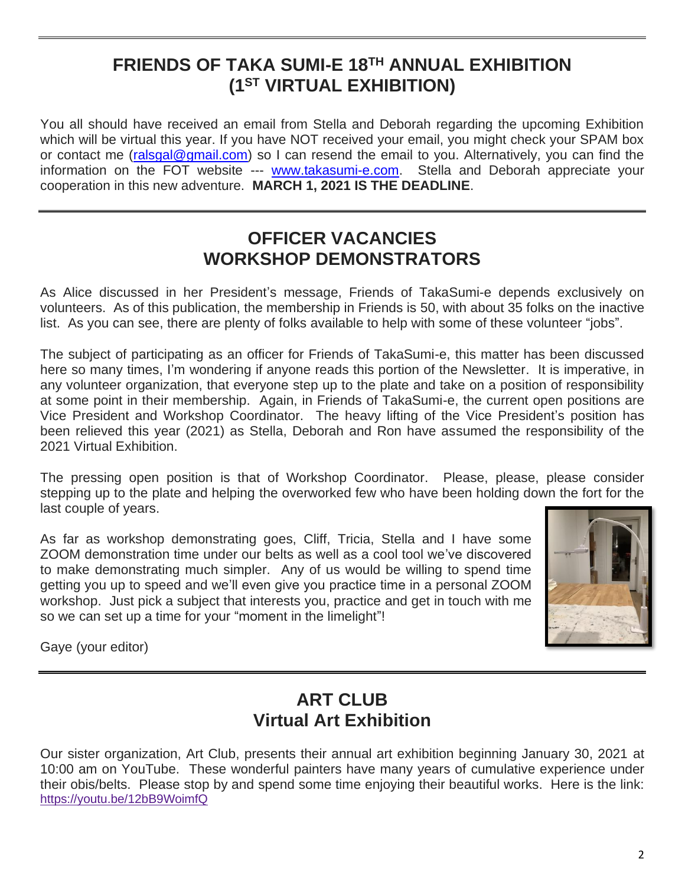## FRIENDS OF TAKA SUMI-E 18TH ANNUAL EXHIBITION (1ST VIRTUAL EXHIBITION)

You all should have received an email from Stella and Deborah regarding the upcoming Exhibition which will be virtual this year. If you have NOT received your email, you might check your SPAM box or contact me (ralsgal@gmail.com) so I can resend the email to you. Alternatively, you can find the information on the FOT website --- www.takasumi-e.com. Stella and Deborah appreciate your cooperation in this new adventure. **MARCH 1, 2021 IS THE DEADLINE**.

## OFFICER VACANCIES WORKSHOP DEMONSTRATORS

As Alice discussed in her President's message, Friends of TakaSumi-e depends exclusively on volunteers. As of this publication, the membership in Friends is 50, with about 35 folks on the inactive list. As you can see, there are plenty of folks available to help with some of these volunteer "jobs".

The subject of participating as an officer for Friends of TakaSumi-e, this matter has been discussed here so many times, I'm wondering if anyone reads this portion of the Newsletter. It is imperative, in any volunteer organization, that everyone step up to the plate and take on a position of responsibility at some point in their membership. Again, in Friends of TakaSumi-e, the current open positions are Vice President and Workshop Coordinator. The heavy lifting of the Vice President's position has been relieved this year (2021) as Stella, Deborah and Ron have assumed the responsibility of the 2021 Virtual Exhibition.

The pressing open position is that of Workshop Coordinator. Please, please, please consider stepping up to the plate and helping the overworked few who have been holding down the fort for the last couple of years.

As far as workshop demonstrating goes, Cliff, Tricia, Stella and I have some ZOOM demonstration time under our belts as well as a cool tool we've discovered to make demonstrating much simpler. Any of us would be willing to spend time getting you up to speed and we'll even give you practice time in a personal ZOOM workshop. Just pick a subject that interests you, practice and get in touch with me so we can set up a time for your "moment in the limelight"!

Gaye (your editor)

## ART CLUB Virtual Art Exhibition

Our sister organization, Art Club, presents their annual art exhibition beginning January 30, 2021 at 10:00 am on YouTube. These wonderful painters have many years of cumulative experience under their obis/belts. Please stop by and spend some time enjoying their beautiful works. Here is the link: https://youtu.be/12bB9WoimfQ